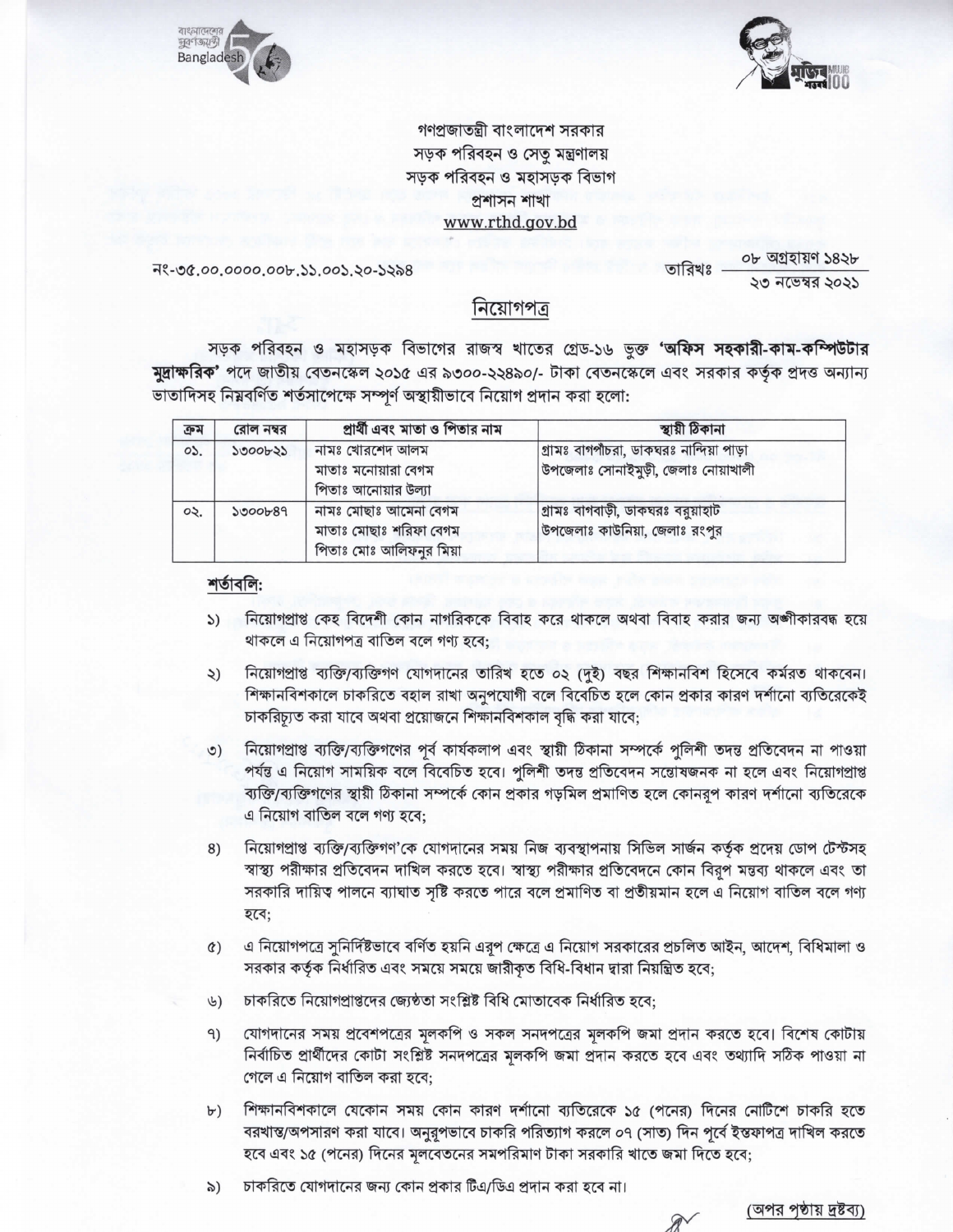গণপ্রজাতন্ত্রী বাংলাদেশ সরকার
সড়ক পরিবহন ও সেতু মন্ত্রণালয়
সড়ক পরিবহন ও মহাসড়ক বিভাগ
প্রশাসন শাখা
www.rthd.gov.bd

নং-৩৫.০০.০০০০.০০৮.১১.০০১.২০-১২৯৪

তারিখঃ ০৮ অগ্রহায়ণ ১৪২৮
২৩ নভেম্বর ২০২১

## নিয়োগপত্র

সড়ক পরিবহন ও মহাসড়ক বিভাগের রাজস্ব খাতের গ্রেড-১৬ ভুক্ত **'অফিস সহকারী-কাম-কম্পিউটার মুদ্রাক্ষরিক'** পদে জাতীয় বেতনস্কেল ২০১৫ এর ৯৩০০-২২৪৯০/- টাকা বেতনস্কেলে এবং সরকার কর্তৃক প্রদত্ত অন্যান্য ভাতাদিসহ নিম্নবর্ণিত শর্তসাপেক্ষে সম্পূর্ণ অস্থায়ীভাবে নিয়োগ প্রদান করা হলো:

| ক্রম | রোল নম্বর | প্রার্থী এবং মাতা ও পিতার নাম | স্থায়ী ঠিকানা |
|---|---|---|---|
| ০১. | ১৩০০৮২১ | নামঃ খোরশেদ আলম<br>মাতাঃ মনোয়ারা বেগম<br>পিতাঃ আনোয়ার উল্যা | গ্রামঃ বাগপাঁচরা, ডাকঘরঃ নান্দিয়া পাড়া<br>উপজেলাঃ সোনাইমুড়ী, জেলাঃ নোয়াখালী |
| ০২. | ১৩০০৮৪৭ | নামঃ মোছাঃ আমেনা বেগম<br>মাতাঃ মোছাঃ শরিফা বেগম<br>পিতাঃ মোঃ আলিফনুর মিয়া | গ্রামঃ বাগবাড়ী, ডাকঘরঃ বরুয়াহাট<br>উপজেলাঃ কাউনিয়া, জেলাঃ রংপুর |

**শর্তাবলি:**

১) নিয়োগপ্রাপ্ত কেহ বিদেশী কোন নাগরিককে বিবাহ করে থাকলে অথবা বিবাহ করার জন্য অঙ্গীকারবদ্ধ হয়ে থাকলে এ নিয়োগপত্র বাতিল বলে গণ্য হবে;

২) নিয়োগপ্রাপ্ত ব্যক্তি/ব্যক্তিগণ যোগদানের তারিখ হতে ০২ (দুই) বছর শিক্ষানবিশ হিসেবে কর্মরত থাকবেন। শিক্ষানবিশকালে চাকরিতে বহাল রাখা অনুপযোগী বলে বিবেচিত হলে কোন প্রকার কারণ দর্শানো ব্যতিরেকেই চাকরিচ্যুত করা যাবে অথবা প্রয়োজনে শিক্ষানবিশকাল বৃদ্ধি করা যাবে;

৩) নিয়োগপ্রাপ্ত ব্যক্তি/ব্যক্তিগণের পূর্ব কার্যকলাপ এবং স্থায়ী ঠিকানা সম্পর্কে পুলিশী তদন্ত প্রতিবেদন না পাওয়া পর্যন্ত এ নিয়োগ সাময়িক বলে বিবেচিত হবে। পুলিশী তদন্ত প্রতিবেদন সন্তোষজনক না হলে এবং নিয়োগপ্রাপ্ত ব্যক্তি/ব্যক্তিগণের স্থায়ী ঠিকানা সম্পর্কে কোন প্রকার গড়মিল প্রমাণিত হলে কোনরূপ কারণ দর্শানো ব্যতিরেকে এ নিয়োগ বাতিল বলে গণ্য হবে;

৪) নিয়োগপ্রাপ্ত ব্যক্তি/ব্যক্তিগণ'কে যোগদানের সময় নিজ ব্যবস্থাপনায় সিভিল সার্জন কর্তৃক প্রদেয় ডোপ টেস্টসহ স্বাস্থ্য পরীক্ষার প্রতিবেদন দাখিল করতে হবে। স্বাস্থ্য পরীক্ষার প্রতিবেদনে কোন বিরূপ মন্তব্য থাকলে এবং তা সরকারি দায়িত্ব পালনে ব্যাঘাত সৃষ্টি করতে পারে বলে প্রমাণিত বা প্রতীয়মান হলে এ নিয়োগ বাতিল বলে গণ্য হবে;

৫) এ নিয়োগপত্রে সুনির্দিষ্টভাবে বর্ণিত হয়নি এরূপ ক্ষেত্রে এ নিয়োগ সরকারের প্রচলিত আইন, আদেশ, বিধিমালা ও সরকার কর্তৃক নির্ধারিত এবং সময়ে সময়ে জারীকৃত বিধি-বিধান দ্বারা নিয়ন্ত্রিত হবে;

৬) চাকরিতে নিয়োগপ্রাপ্তদের জ্যেষ্ঠতা সংশ্লিষ্ট বিধি মোতাবেক নির্ধারিত হবে;

৭) যোগদানের সময় প্রবেশপত্রের মূলকপি ও সকল সনদপত্রের মূলকপি জমা প্রদান করতে হবে। বিশেষ কোটায় নির্বাচিত প্রার্থীদের কোটা সংশ্লিষ্ট সনদপত্রের মূলকপি জমা প্রদান করতে হবে এবং তথ্যাদি সঠিক পাওয়া না গেলে এ নিয়োগ বাতিল করা হবে;

৮) শিক্ষানবিশকালে যেকোন সময় কোন কারণ দর্শানো ব্যতিরেকে ১৫ (পনের) দিনের নোটিশে চাকরি হতে বরখাস্ত/অপসারণ করা যাবে। অনুরূপভাবে চাকরি পরিত্যাগ করলে ০৭ (সাত) দিন পূর্বে ইস্তফাপত্র দাখিল করতে হবে এবং ১৫ (পনের) দিনের মূলবেতনের সমপরিমাণ টাকা সরকারি খাতে জমা দিতে হবে;

৯) চাকরিতে যোগদানের জন্য কোন প্রকার টিএ/ডিএ প্রদান করা হবে না।

(অপর পৃষ্ঠায় দ্রষ্টব্য)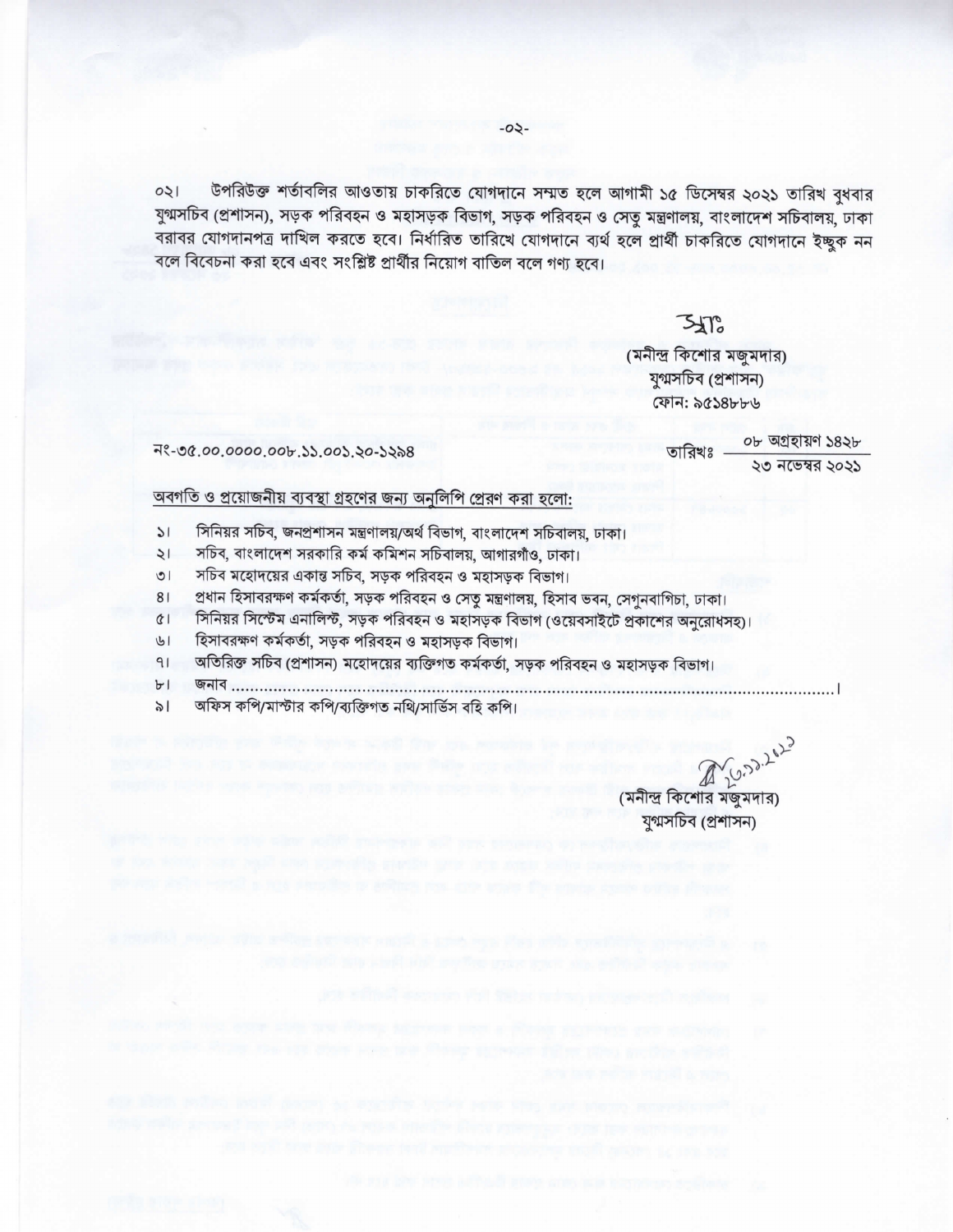০২। উপরিউক্ত শর্তাবলির আওতায় চাকরিতে যোগদানে সম্মত হলে আগামী ১৫ ডিসেম্বর ২০২১ তারিখ বুধবার যুগ্মসচিব (প্রশাসন), সড়ক পরিবহন ও মহাসড়ক বিভাগ, সড়ক পরিবহন ও সেতু মন্ত্রণালয়, বাংলাদেশ সচিবালয়, ঢাকা বরাবর যোগদানপত্র দাখিল করতে হবে। নির্ধারিত তারিখে যোগদানে ব্যর্থ হলে প্রার্থী চাকরিতে যোগদানে ইচ্ছুক নন বলে বিবেচনা করা হবে এবং সংশ্লিষ্ট প্রার্থীর নিয়োগ বাতিল বলে গণ্য হবে।

স্বাঃ

(মনীন্দ্র কিশোর মজুমদার)
যুগ্মসচিব (প্রশাসন)
ফোন: ৯৫১৪৮৮৬

নং-৩৫.০০.০০০০.০০৮.১১.০০১.২০-১২৯৪

তারিখঃ ০৮ অগ্রহায়ণ ১৪২৮ / ২৩ নভেম্বর ২০২১

অবগতি ও প্রয়োজনীয় ব্যবস্থা গ্রহণের জন্য অনুলিপি প্রেরণ করা হলো:

১। সিনিয়র সচিব, জনপ্রশাসন মন্ত্রণালয়/অর্থ বিভাগ, বাংলাদেশ সচিবালয়, ঢাকা।
২। সচিব, বাংলাদেশ সরকারি কর্ম কমিশন সচিবালয়, আগারগাঁও, ঢাকা।
৩। সচিব মহোদয়ের একান্ত সচিব, সড়ক পরিবহন ও মহাসড়ক বিভাগ।
৪। প্রধান হিসাবরক্ষণ কর্মকর্তা, সড়ক পরিবহন ও সেতু মন্ত্রণালয়, হিসাব ভবন, সেগুনবাগিচা, ঢাকা।
৫। সিনিয়র সিস্টেম এনালিস্ট, সড়ক পরিবহন ও মহাসড়ক বিভাগ (ওয়েবসাইটে প্রকাশের অনুরোধসহ)।
৬। হিসাবরক্ষণ কর্মকর্তা, সড়ক পরিবহন ও মহাসড়ক বিভাগ।
৭। অতিরিক্ত সচিব (প্রশাসন) মহোদয়ের ব্যক্তিগত কর্মকর্তা, সড়ক পরিবহন ও মহাসড়ক বিভাগ।
৮। জনাব ..........................................................................................................।
৯। অফিস কপি/মাস্টার কপি/ব্যক্তিগত নথি/সার্ভিস বহি কপি।

২৩.১১.২০২১

(মনীন্দ্র কিশোর মজুমদার)
যুগ্মসচিব (প্রশাসন)